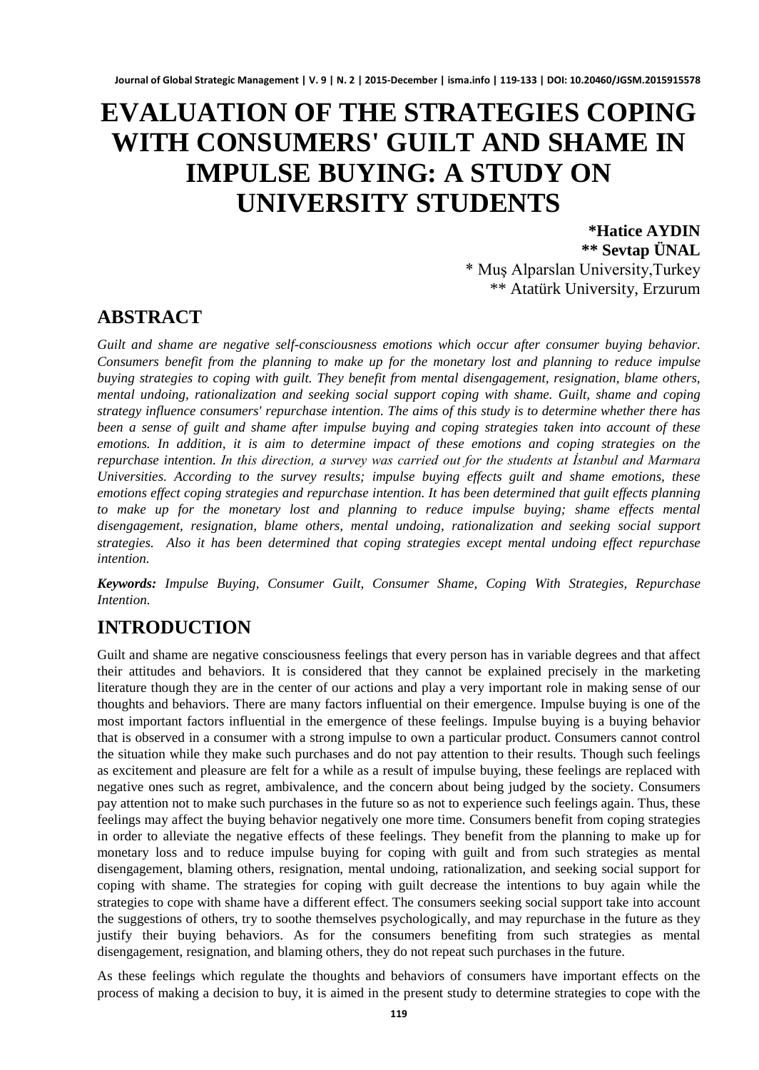# EVALUATION OF THE STRATEGIES COPING WITH CONSUMERS' GUILT AND SHAME IN IMPULSE BUYING: A STUDY ON UNIVERSITY STUDENTS

**\*Hatice AYDIN**
**\*\* Sevtap ÜNAL**
\* Muş Alparslan University,Turkey
\*\* Atatürk University, Erzurum

## ABSTRACT

*Guilt and shame are negative self-consciousness emotions which occur after consumer buying behavior. Consumers benefit from the planning to make up for the monetary lost and planning to reduce impulse buying strategies to coping with guilt. They benefit from mental disengagement, resignation, blame others, mental undoing, rationalization and seeking social support coping with shame. Guilt, shame and coping strategy influence consumers' repurchase intention. The aims of this study is to determine whether there has been a sense of guilt and shame after impulse buying and coping strategies taken into account of these emotions. In addition, it is aim to determine impact of these emotions and coping strategies on the repurchase intention. In this direction, a survey was carried out for the students at İstanbul and Marmara Universities. According to the survey results; impulse buying effects guilt and shame emotions, these emotions effect coping strategies and repurchase intention. It has been determined that guilt effects planning to make up for the monetary lost and planning to reduce impulse buying; shame effects mental disengagement, resignation, blame others, mental undoing, rationalization and seeking social support strategies. Also it has been determined that coping strategies except mental undoing effect repurchase intention.*

***Keywords:*** *Impulse Buying, Consumer Guilt, Consumer Shame, Coping With Strategies, Repurchase Intention.*

## INTRODUCTION

Guilt and shame are negative consciousness feelings that every person has in variable degrees and that affect their attitudes and behaviors. It is considered that they cannot be explained precisely in the marketing literature though they are in the center of our actions and play a very important role in making sense of our thoughts and behaviors. There are many factors influential on their emergence. Impulse buying is one of the most important factors influential in the emergence of these feelings. Impulse buying is a buying behavior that is observed in a consumer with a strong impulse to own a particular product. Consumers cannot control the situation while they make such purchases and do not pay attention to their results. Though such feelings as excitement and pleasure are felt for a while as a result of impulse buying, these feelings are replaced with negative ones such as regret, ambivalence, and the concern about being judged by the society. Consumers pay attention not to make such purchases in the future so as not to experience such feelings again. Thus, these feelings may affect the buying behavior negatively one more time. Consumers benefit from coping strategies in order to alleviate the negative effects of these feelings. They benefit from the planning to make up for monetary loss and to reduce impulse buying for coping with guilt and from such strategies as mental disengagement, blaming others, resignation, mental undoing, rationalization, and seeking social support for coping with shame. The strategies for coping with guilt decrease the intentions to buy again while the strategies to cope with shame have a different effect. The consumers seeking social support take into account the suggestions of others, try to soothe themselves psychologically, and may repurchase in the future as they justify their buying behaviors. As for the consumers benefiting from such strategies as mental disengagement, resignation, and blaming others, they do not repeat such purchases in the future.

As these feelings which regulate the thoughts and behaviors of consumers have important effects on the process of making a decision to buy, it is aimed in the present study to determine strategies to cope with the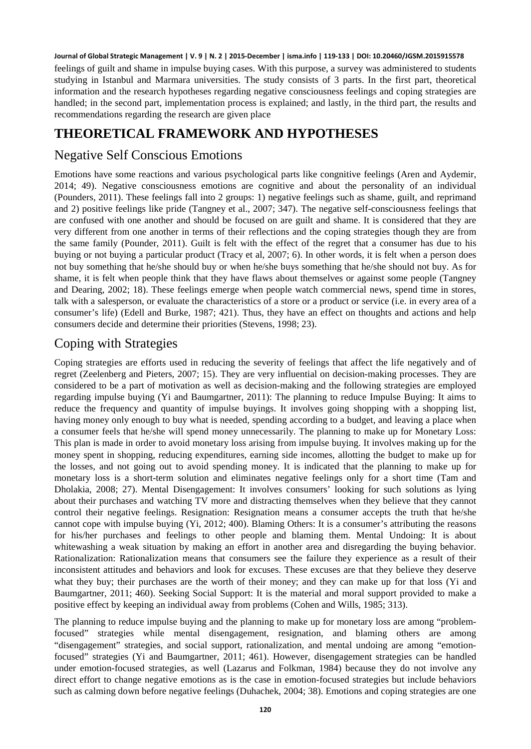feelings of guilt and shame in impulse buying cases. With this purpose, a survey was administered to students studying in Istanbul and Marmara universities. The study consists of 3 parts. In the first part, theoretical information and the research hypotheses regarding negative consciousness feelings and coping strategies are handled; in the second part, implementation process is explained; and lastly, in the third part, the results and recommendations regarding the research are given place

# THEORETICAL FRAMEWORK AND HYPOTHESES

## Negative Self Conscious Emotions

Emotions have some reactions and various psychological parts like congnitive feelings (Aren and Aydemir, 2014; 49). Negative consciousness emotions are cognitive and about the personality of an individual (Pounders, 2011). These feelings fall into 2 groups: 1) negative feelings such as shame, guilt, and reprimand and 2) positive feelings like pride (Tangney et al., 2007; 347). The negative self-consciousness feelings that are confused with one another and should be focused on are guilt and shame. It is considered that they are very different from one another in terms of their reflections and the coping strategies though they are from the same family (Pounder, 2011). Guilt is felt with the effect of the regret that a consumer has due to his buying or not buying a particular product (Tracy et al, 2007; 6). In other words, it is felt when a person does not buy something that he/she should buy or when he/she buys something that he/she should not buy. As for shame, it is felt when people think that they have flaws about themselves or against some people (Tangney and Dearing, 2002; 18). These feelings emerge when people watch commercial news, spend time in stores, talk with a salesperson, or evaluate the characteristics of a store or a product or service (i.e. in every area of a consumer's life) (Edell and Burke, 1987; 421). Thus, they have an effect on thoughts and actions and help consumers decide and determine their priorities (Stevens, 1998; 23).

## Coping with Strategies

Coping strategies are efforts used in reducing the severity of feelings that affect the life negatively and of regret (Zeelenberg and Pieters, 2007; 15). They are very influential on decision-making processes. They are considered to be a part of motivation as well as decision-making and the following strategies are employed regarding impulse buying (Yi and Baumgartner, 2011): The planning to reduce Impulse Buying: It aims to reduce the frequency and quantity of impulse buyings. It involves going shopping with a shopping list, having money only enough to buy what is needed, spending according to a budget, and leaving a place when a consumer feels that he/she will spend money unnecessarily. The planning to make up for Monetary Loss: This plan is made in order to avoid monetary loss arising from impulse buying. It involves making up for the money spent in shopping, reducing expenditures, earning side incomes, allotting the budget to make up for the losses, and not going out to avoid spending money. It is indicated that the planning to make up for monetary loss is a short-term solution and eliminates negative feelings only for a short time (Tam and Dholakia, 2008; 27). Mental Disengagement: It involves consumers' looking for such solutions as lying about their purchases and watching TV more and distracting themselves when they believe that they cannot control their negative feelings. Resignation: Resignation means a consumer accepts the truth that he/she cannot cope with impulse buying (Yi, 2012; 400). Blaming Others: It is a consumer's attributing the reasons for his/her purchases and feelings to other people and blaming them. Mental Undoing: It is about whitewashing a weak situation by making an effort in another area and disregarding the buying behavior. Rationalization: Rationalization means that consumers see the failure they experience as a result of their inconsistent attitudes and behaviors and look for excuses. These excuses are that they believe they deserve what they buy; their purchases are the worth of their money; and they can make up for that loss (Yi and Baumgartner, 2011; 460). Seeking Social Support: It is the material and moral support provided to make a positive effect by keeping an individual away from problems (Cohen and Wills, 1985; 313).

The planning to reduce impulse buying and the planning to make up for monetary loss are among "problem-focused" strategies while mental disengagement, resignation, and blaming others are among "disengagement" strategies, and social support, rationalization, and mental undoing are among "emotion-focused" strategies (Yi and Baumgartner, 2011; 461). However, disengagement strategies can be handled under emotion-focused strategies, as well (Lazarus and Folkman, 1984) because they do not involve any direct effort to change negative emotions as is the case in emotion-focused strategies but include behaviors such as calming down before negative feelings (Duhachek, 2004; 38). Emotions and coping strategies are one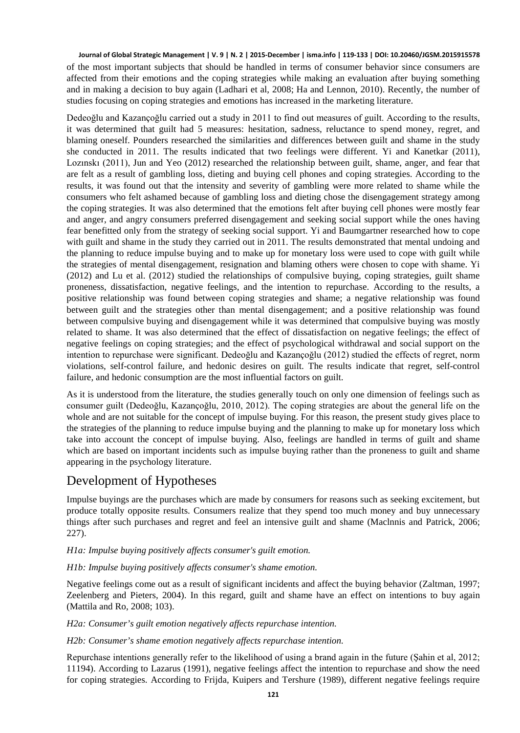of the most important subjects that should be handled in terms of consumer behavior since consumers are affected from their emotions and the coping strategies while making an evaluation after buying something and in making a decision to buy again (Ladhari et al, 2008; Ha and Lennon, 2010). Recently, the number of studies focusing on coping strategies and emotions has increased in the marketing literature.

Dedeoğlu and Kazançoğlu carried out a study in 2011 to find out measures of guilt. According to the results, it was determined that guilt had 5 measures: hesitation, sadness, reluctance to spend money, regret, and blaming oneself. Pounders researched the similarities and differences between guilt and shame in the study she conducted in 2011. The results indicated that two feelings were different. Yi and Kanetkar (2011), Lozınskı (2011), Jun and Yeo (2012) researched the relationship between guilt, shame, anger, and fear that are felt as a result of gambling loss, dieting and buying cell phones and coping strategies. According to the results, it was found out that the intensity and severity of gambling were more related to shame while the consumers who felt ashamed because of gambling loss and dieting chose the disengagement strategy among the coping strategies. It was also determined that the emotions felt after buying cell phones were mostly fear and anger, and angry consumers preferred disengagement and seeking social support while the ones having fear benefitted only from the strategy of seeking social support. Yi and Baumgartner researched how to cope with guilt and shame in the study they carried out in 2011. The results demonstrated that mental undoing and the planning to reduce impulse buying and to make up for monetary loss were used to cope with guilt while the strategies of mental disengagement, resignation and blaming others were chosen to cope with shame. Yi (2012) and Lu et al. (2012) studied the relationships of compulsive buying, coping strategies, guilt shame proneness, dissatisfaction, negative feelings, and the intention to repurchase. According to the results, a positive relationship was found between coping strategies and shame; a negative relationship was found between guilt and the strategies other than mental disengagement; and a positive relationship was found between compulsive buying and disengagement while it was determined that compulsive buying was mostly related to shame. It was also determined that the effect of dissatisfaction on negative feelings; the effect of negative feelings on coping strategies; and the effect of psychological withdrawal and social support on the intention to repurchase were significant. Dedeoğlu and Kazançoğlu (2012) studied the effects of regret, norm violations, self-control failure, and hedonic desires on guilt. The results indicate that regret, self-control failure, and hedonic consumption are the most influential factors on guilt.

As it is understood from the literature, the studies generally touch on only one dimension of feelings such as consumer guilt (Dedeoğlu, Kazançoğlu, 2010, 2012). The coping strategies are about the general life on the whole and are not suitable for the concept of impulse buying. For this reason, the present study gives place to the strategies of the planning to reduce impulse buying and the planning to make up for monetary loss which take into account the concept of impulse buying. Also, feelings are handled in terms of guilt and shame which are based on important incidents such as impulse buying rather than the proneness to guilt and shame appearing in the psychology literature.

## Development of Hypotheses

Impulse buyings are the purchases which are made by consumers for reasons such as seeking excitement, but produce totally opposite results. Consumers realize that they spend too much money and buy unnecessary things after such purchases and regret and feel an intensive guilt and shame (Maclnnis and Patrick, 2006; 227).

*H1a: Impulse buying positively affects consumer's guilt emotion.*

*H1b: Impulse buying positively affects consumer's shame emotion.*

Negative feelings come out as a result of significant incidents and affect the buying behavior (Zaltman, 1997; Zeelenberg and Pieters, 2004). In this regard, guilt and shame have an effect on intentions to buy again (Mattila and Ro, 2008; 103).

*H2a: Consumer's guilt emotion negatively affects repurchase intention.*

*H2b: Consumer's shame emotion negatively affects repurchase intention.*

Repurchase intentions generally refer to the likelihood of using a brand again in the future (Şahin et al, 2012; 11194). According to Lazarus (1991), negative feelings affect the intention to repurchase and show the need for coping strategies. According to Frijda, Kuipers and Tershure (1989), different negative feelings require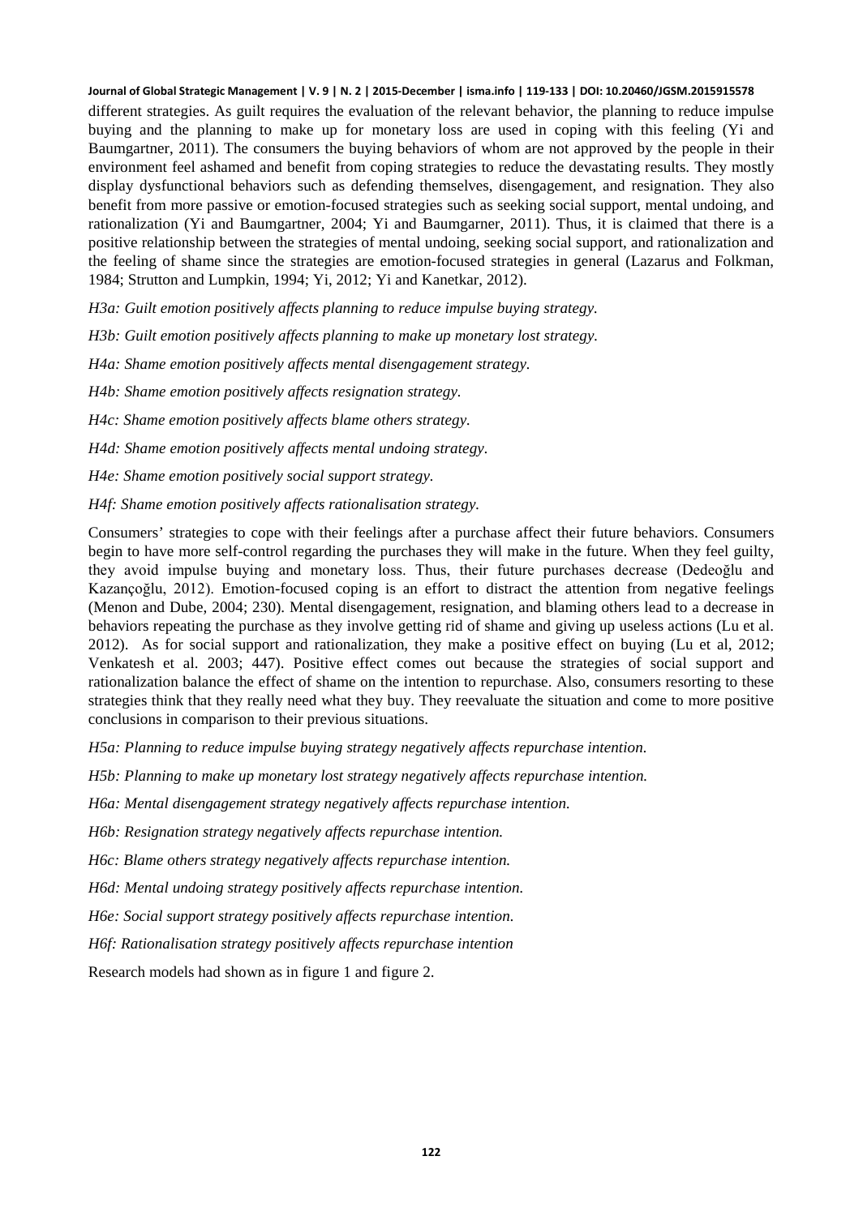different strategies. As guilt requires the evaluation of the relevant behavior, the planning to reduce impulse buying and the planning to make up for monetary loss are used in coping with this feeling (Yi and Baumgartner, 2011). The consumers the buying behaviors of whom are not approved by the people in their environment feel ashamed and benefit from coping strategies to reduce the devastating results. They mostly display dysfunctional behaviors such as defending themselves, disengagement, and resignation. They also benefit from more passive or emotion-focused strategies such as seeking social support, mental undoing, and rationalization (Yi and Baumgartner, 2004; Yi and Baumgarner, 2011). Thus, it is claimed that there is a positive relationship between the strategies of mental undoing, seeking social support, and rationalization and the feeling of shame since the strategies are emotion-focused strategies in general (Lazarus and Folkman, 1984; Strutton and Lumpkin, 1994; Yi, 2012; Yi and Kanetkar, 2012).

*H3a: Guilt emotion positively affects planning to reduce impulse buying strategy.*

*H3b: Guilt emotion positively affects planning to make up monetary lost strategy.*

*H4a: Shame emotion positively affects mental disengagement strategy.*

*H4b: Shame emotion positively affects resignation strategy.*

*H4c: Shame emotion positively affects blame others strategy.*

*H4d: Shame emotion positively affects mental undoing strategy.*

*H4e: Shame emotion positively social support strategy.*

*H4f: Shame emotion positively affects rationalisation strategy.*

Consumers' strategies to cope with their feelings after a purchase affect their future behaviors. Consumers begin to have more self-control regarding the purchases they will make in the future. When they feel guilty, they avoid impulse buying and monetary loss. Thus, their future purchases decrease (Dedeoğlu and Kazançoğlu, 2012). Emotion-focused coping is an effort to distract the attention from negative feelings (Menon and Dube, 2004; 230). Mental disengagement, resignation, and blaming others lead to a decrease in behaviors repeating the purchase as they involve getting rid of shame and giving up useless actions (Lu et al. 2012). As for social support and rationalization, they make a positive effect on buying (Lu et al, 2012; Venkatesh et al. 2003; 447). Positive effect comes out because the strategies of social support and rationalization balance the effect of shame on the intention to repurchase. Also, consumers resorting to these strategies think that they really need what they buy. They reevaluate the situation and come to more positive conclusions in comparison to their previous situations.

*H5a: Planning to reduce impulse buying strategy negatively affects repurchase intention.*

*H5b: Planning to make up monetary lost strategy negatively affects repurchase intention.*

*H6a: Mental disengagement strategy negatively affects repurchase intention.*

*H6b: Resignation strategy negatively affects repurchase intention.*

*H6c: Blame others strategy negatively affects repurchase intention.*

*H6d: Mental undoing strategy positively affects repurchase intention.*

*H6e: Social support strategy positively affects repurchase intention.*

*H6f: Rationalisation strategy positively affects repurchase intention*

Research models had shown as in figure 1 and figure 2.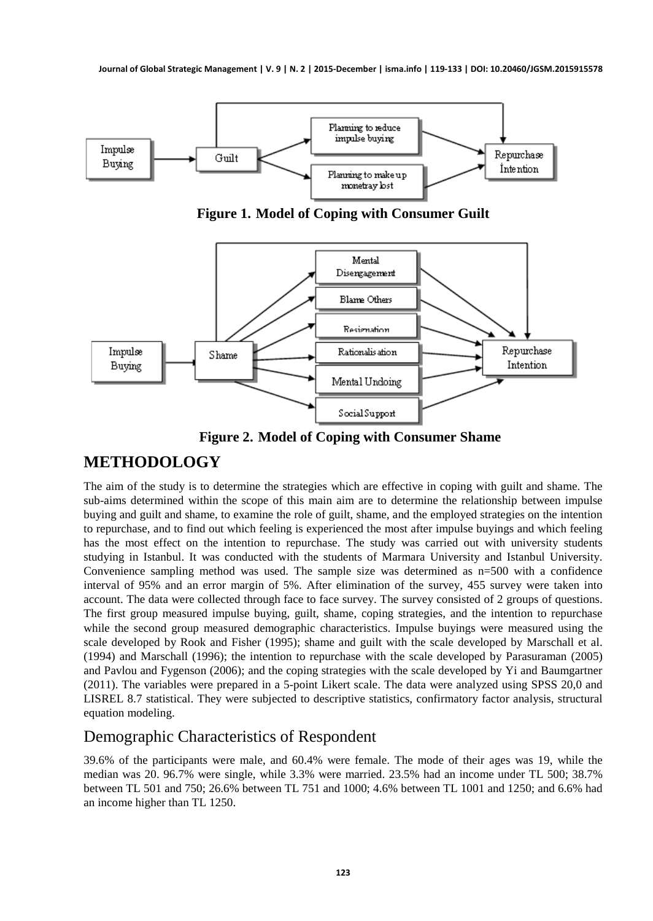**Figure 1. Model of Coping with Consumer Guilt**

**Figure 2. Model of Coping with Consumer Shame**

## METHODOLOGY

The aim of the study is to determine the strategies which are effective in coping with guilt and shame. The sub-aims determined within the scope of this main aim are to determine the relationship between impulse buying and guilt and shame, to examine the role of guilt, shame, and the employed strategies on the intention to repurchase, and to find out which feeling is experienced the most after impulse buyings and which feeling has the most effect on the intention to repurchase. The study was carried out with university students studying in Istanbul. It was conducted with the students of Marmara University and Istanbul University. Convenience sampling method was used. The sample size was determined as n=500 with a confidence interval of 95% and an error margin of 5%. After elimination of the survey, 455 survey were taken into account. The data were collected through face to face survey. The survey consisted of 2 groups of questions. The first group measured impulse buying, guilt, shame, coping strategies, and the intention to repurchase while the second group measured demographic characteristics. Impulse buyings were measured using the scale developed by Rook and Fisher (1995); shame and guilt with the scale developed by Marschall et al. (1994) and Marschall (1996); the intention to repurchase with the scale developed by Parasuraman (2005) and Pavlou and Fygenson (2006); and the coping strategies with the scale developed by Yi and Baumgartner (2011). The variables were prepared in a 5-point Likert scale. The data were analyzed using SPSS 20,0 and LISREL 8.7 statistical. They were subjected to descriptive statistics, confirmatory factor analysis, structural equation modeling.

### Demographic Characteristics of Respondent

39.6% of the participants were male, and 60.4% were female. The mode of their ages was 19, while the median was 20. 96.7% were single, while 3.3% were married. 23.5% had an income under TL 500; 38.7% between TL 501 and 750; 26.6% between TL 751 and 1000; 4.6% between TL 1001 and 1250; and 6.6% had an income higher than TL 1250.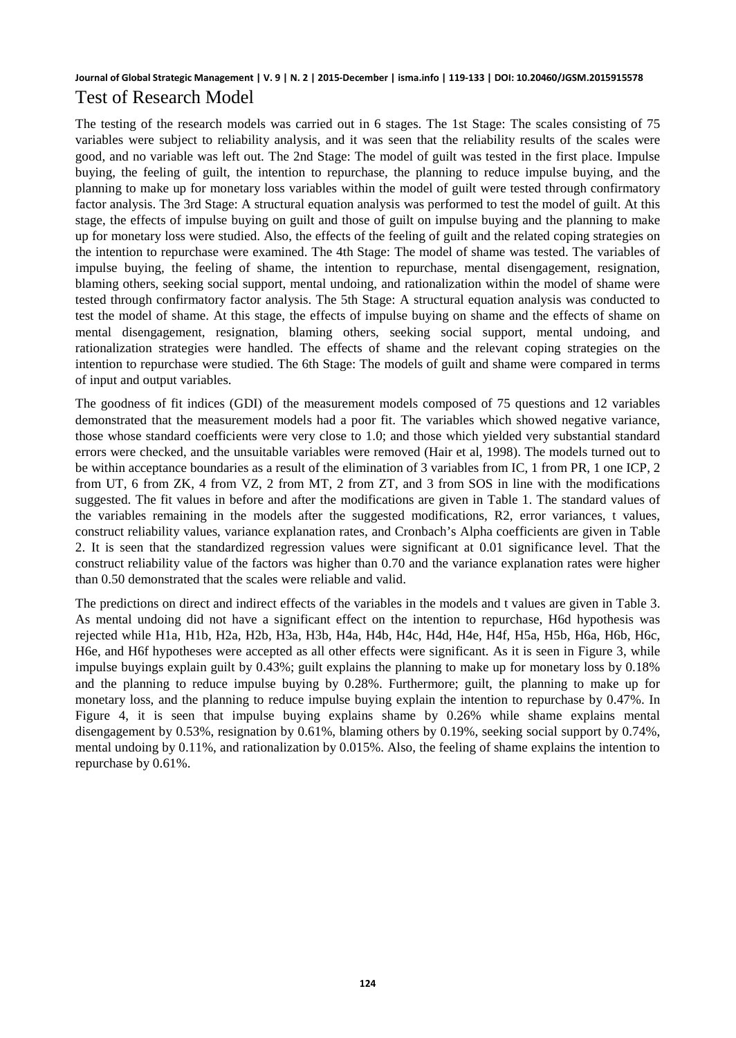## Test of Research Model

The testing of the research models was carried out in 6 stages. The 1st Stage: The scales consisting of 75 variables were subject to reliability analysis, and it was seen that the reliability results of the scales were good, and no variable was left out. The 2nd Stage: The model of guilt was tested in the first place. Impulse buying, the feeling of guilt, the intention to repurchase, the planning to reduce impulse buying, and the planning to make up for monetary loss variables within the model of guilt were tested through confirmatory factor analysis. The 3rd Stage: A structural equation analysis was performed to test the model of guilt. At this stage, the effects of impulse buying on guilt and those of guilt on impulse buying and the planning to make up for monetary loss were studied. Also, the effects of the feeling of guilt and the related coping strategies on the intention to repurchase were examined. The 4th Stage: The model of shame was tested. The variables of impulse buying, the feeling of shame, the intention to repurchase, mental disengagement, resignation, blaming others, seeking social support, mental undoing, and rationalization within the model of shame were tested through confirmatory factor analysis. The 5th Stage: A structural equation analysis was conducted to test the model of shame. At this stage, the effects of impulse buying on shame and the effects of shame on mental disengagement, resignation, blaming others, seeking social support, mental undoing, and rationalization strategies were handled. The effects of shame and the relevant coping strategies on the intention to repurchase were studied. The 6th Stage: The models of guilt and shame were compared in terms of input and output variables.

The goodness of fit indices (GDI) of the measurement models composed of 75 questions and 12 variables demonstrated that the measurement models had a poor fit. The variables which showed negative variance, those whose standard coefficients were very close to 1.0; and those which yielded very substantial standard errors were checked, and the unsuitable variables were removed (Hair et al, 1998). The models turned out to be within acceptance boundaries as a result of the elimination of 3 variables from IC, 1 from PR, 1 one ICP, 2 from UT, 6 from ZK, 4 from VZ, 2 from MT, 2 from ZT, and 3 from SOS in line with the modifications suggested. The fit values in before and after the modifications are given in Table 1. The standard values of the variables remaining in the models after the suggested modifications, R2, error variances, t values, construct reliability values, variance explanation rates, and Cronbach's Alpha coefficients are given in Table 2. It is seen that the standardized regression values were significant at 0.01 significance level. That the construct reliability value of the factors was higher than 0.70 and the variance explanation rates were higher than 0.50 demonstrated that the scales were reliable and valid.

The predictions on direct and indirect effects of the variables in the models and t values are given in Table 3. As mental undoing did not have a significant effect on the intention to repurchase, H6d hypothesis was rejected while H1a, H1b, H2a, H2b, H3a, H3b, H4a, H4b, H4c, H4d, H4e, H4f, H5a, H5b, H6a, H6b, H6c, H6e, and H6f hypotheses were accepted as all other effects were significant. As it is seen in Figure 3, while impulse buyings explain guilt by 0.43%; guilt explains the planning to make up for monetary loss by 0.18% and the planning to reduce impulse buying by 0.28%. Furthermore; guilt, the planning to make up for monetary loss, and the planning to reduce impulse buying explain the intention to repurchase by 0.47%. In Figure 4, it is seen that impulse buying explains shame by 0.26% while shame explains mental disengagement by 0.53%, resignation by 0.61%, blaming others by 0.19%, seeking social support by 0.74%, mental undoing by 0.11%, and rationalization by 0.015%. Also, the feeling of shame explains the intention to repurchase by 0.61%.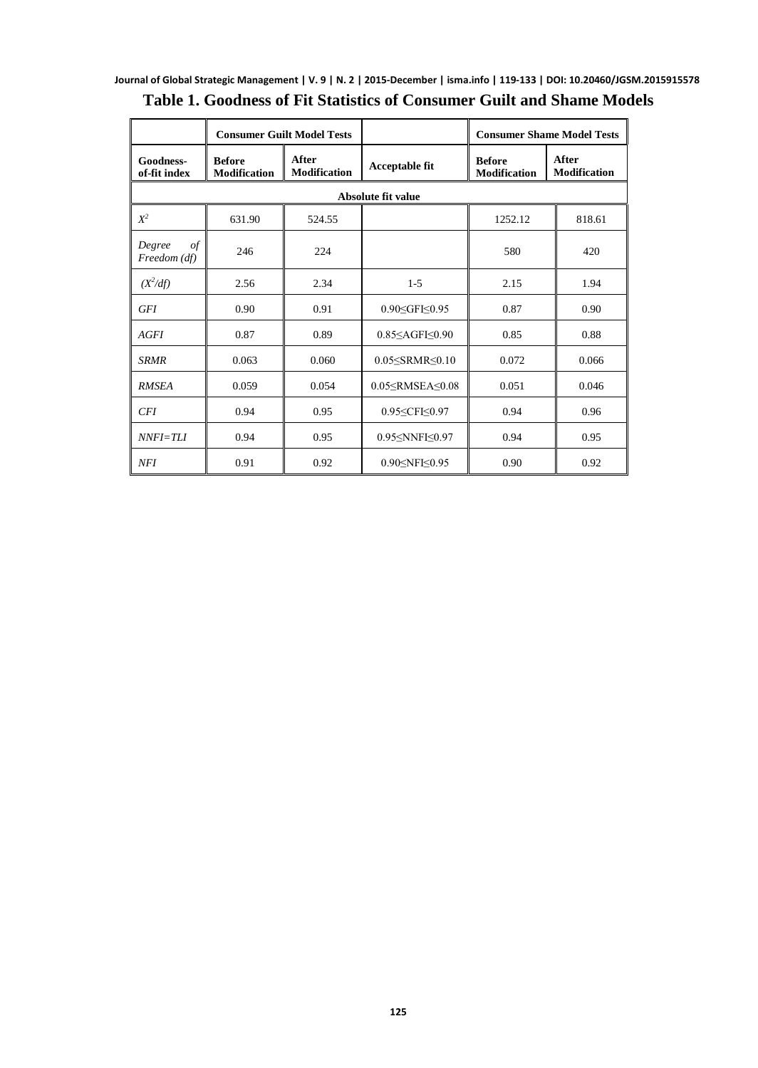**Table 1. Goodness of Fit Statistics of Consumer Guilt and Shame Models**

| | Consumer Guilt Model Tests | | | Consumer Shame Model Tests | |
|---|---|---|---|---|---|
| **Goodness-of-fit index** | **Before Modification** | **After Modification** | **Acceptable fit** | **Before Modification** | **After Modification** |
| **Absolute fit value** | | | | | |
| $X^2$ | 631.90 | 524.55 | | 1252.12 | 818.61 |
| *Degree of Freedom (df)* | 246 | 224 | | 580 | 420 |
| $(X^2/df)$ | 2.56 | 2.34 | 1-5 | 2.15 | 1.94 |
| *GFI* | 0.90 | 0.91 | $0.90 \leq GFI \leq 0.95$ | 0.87 | 0.90 |
| *AGFI* | 0.87 | 0.89 | $0.85 \leq AGFI \leq 0.90$ | 0.85 | 0.88 |
| *SRMR* | 0.063 | 0.060 | $0.05 \leq SRMR \leq 0.10$ | 0.072 | 0.066 |
| *RMSEA* | 0.059 | 0.054 | $0.05 \leq RMSEA \leq 0.08$ | 0.051 | 0.046 |
| *CFI* | 0.94 | 0.95 | $0.95 \leq CFI \leq 0.97$ | 0.94 | 0.96 |
| *NNFI=TLI* | 0.94 | 0.95 | $0.95 \leq NNFI \leq 0.97$ | 0.94 | 0.95 |
| *NFI* | 0.91 | 0.92 | $0.90 \leq NFI \leq 0.95$ | 0.90 | 0.92 |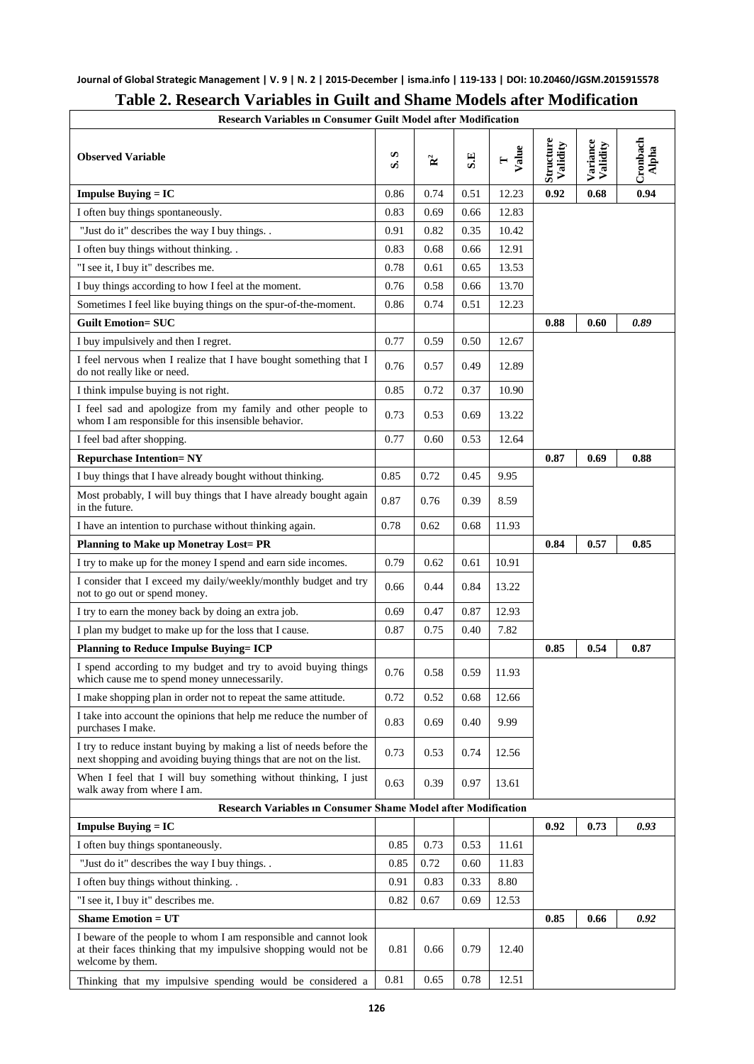# Table 2. Research Variables in Guilt and Shame Models after Modification

| Observed Variable | S.S | $R^2$ | S.E | T Value | Structure Validity | Variance Validity | Cronbach Alpha |
|---|---|---|---|---|---|---|---|
| **Research Variables ın Consumer Guilt Model after Modification** | | | | | | | |
| **Impulse Buying = IC** | 0.86 | 0.74 | 0.51 | 12.23 | **0.92** | **0.68** | **0.94** |
| I often buy things spontaneously. | 0.83 | 0.69 | 0.66 | 12.83 | | | |
| "Just do it" describes the way I buy things. . | 0.91 | 0.82 | 0.35 | 10.42 | | | |
| I often buy things without thinking. . | 0.83 | 0.68 | 0.66 | 12.91 | | | |
| "I see it, I buy it" describes me. | 0.78 | 0.61 | 0.65 | 13.53 | | | |
| I buy things according to how I feel at the moment. | 0.76 | 0.58 | 0.66 | 13.70 | | | |
| Sometimes I feel like buying things on the spur-of-the-moment. | 0.86 | 0.74 | 0.51 | 12.23 | | | |
| **Guilt Emotion= SUC** | | | | | **0.88** | **0.60** | ***0.89*** |
| I buy impulsively and then I regret. | 0.77 | 0.59 | 0.50 | 12.67 | | | |
| I feel nervous when I realize that I have bought something that I do not really like or need. | 0.76 | 0.57 | 0.49 | 12.89 | | | |
| I think impulse buying is not right. | 0.85 | 0.72 | 0.37 | 10.90 | | | |
| I feel sad and apologize from my family and other people to whom I am responsible for this insensible behavior. | 0.73 | 0.53 | 0.69 | 13.22 | | | |
| I feel bad after shopping. | 0.77 | 0.60 | 0.53 | 12.64 | | | |
| **Repurchase Intention= NY** | | | | | **0.87** | **0.69** | **0.88** |
| I buy things that I have already bought without thinking. | 0.85 | 0.72 | 0.45 | 9.95 | | | |
| Most probably, I will buy things that I have already bought again in the future. | 0.87 | 0.76 | 0.39 | 8.59 | | | |
| I have an intention to purchase without thinking again. | 0.78 | 0.62 | 0.68 | 11.93 | | | |
| **Planning to Make up Monetray Lost= PR** | | | | | **0.84** | **0.57** | **0.85** |
| I try to make up for the money I spend and earn side incomes. | 0.79 | 0.62 | 0.61 | 10.91 | | | |
| I consider that I exceed my daily/weekly/monthly budget and try not to go out or spend money. | 0.66 | 0.44 | 0.84 | 13.22 | | | |
| I try to earn the money back by doing an extra job. | 0.69 | 0.47 | 0.87 | 12.93 | | | |
| I plan my budget to make up for the loss that I cause. | 0.87 | 0.75 | 0.40 | 7.82 | | | |
| **Planning to Reduce Impulse Buying= ICP** | | | | | **0.85** | **0.54** | **0.87** |
| I spend according to my budget and try to avoid buying things which cause me to spend money unnecessarily. | 0.76 | 0.58 | 0.59 | 11.93 | | | |
| I make shopping plan in order not to repeat the same attitude. | 0.72 | 0.52 | 0.68 | 12.66 | | | |
| I take into account the opinions that help me reduce the number of purchases I make. | 0.83 | 0.69 | 0.40 | 9.99 | | | |
| I try to reduce instant buying by making a list of needs before the next shopping and avoiding buying things that are not on the list. | 0.73 | 0.53 | 0.74 | 12.56 | | | |
| When I feel that I will buy something without thinking, I just walk away from where I am. | 0.63 | 0.39 | 0.97 | 13.61 | | | |
| **Research Variables ın Consumer Shame Model after Modification** | | | | | | | |
| **Impulse Buying = IC** | | | | | **0.92** | **0.73** | ***0.93*** |
| I often buy things spontaneously. | 0.85 | 0.73 | 0.53 | 11.61 | | | |
| "Just do it" describes the way I buy things. . | 0.85 | 0.72 | 0.60 | 11.83 | | | |
| I often buy things without thinking. . | 0.91 | 0.83 | 0.33 | 8.80 | | | |
| "I see it, I buy it" describes me. | 0.82 | 0.67 | 0.69 | 12.53 | | | |
| **Shame Emotion = UT** | | | | | **0.85** | **0.66** | ***0.92*** |
| I beware of the people to whom I am responsible and cannot look at their faces thinking that my impulsive shopping would not be welcome by them. | 0.81 | 0.66 | 0.79 | 12.40 | | | |
| Thinking that my impulsive spending would be considered a | 0.81 | 0.65 | 0.78 | 12.51 | | | |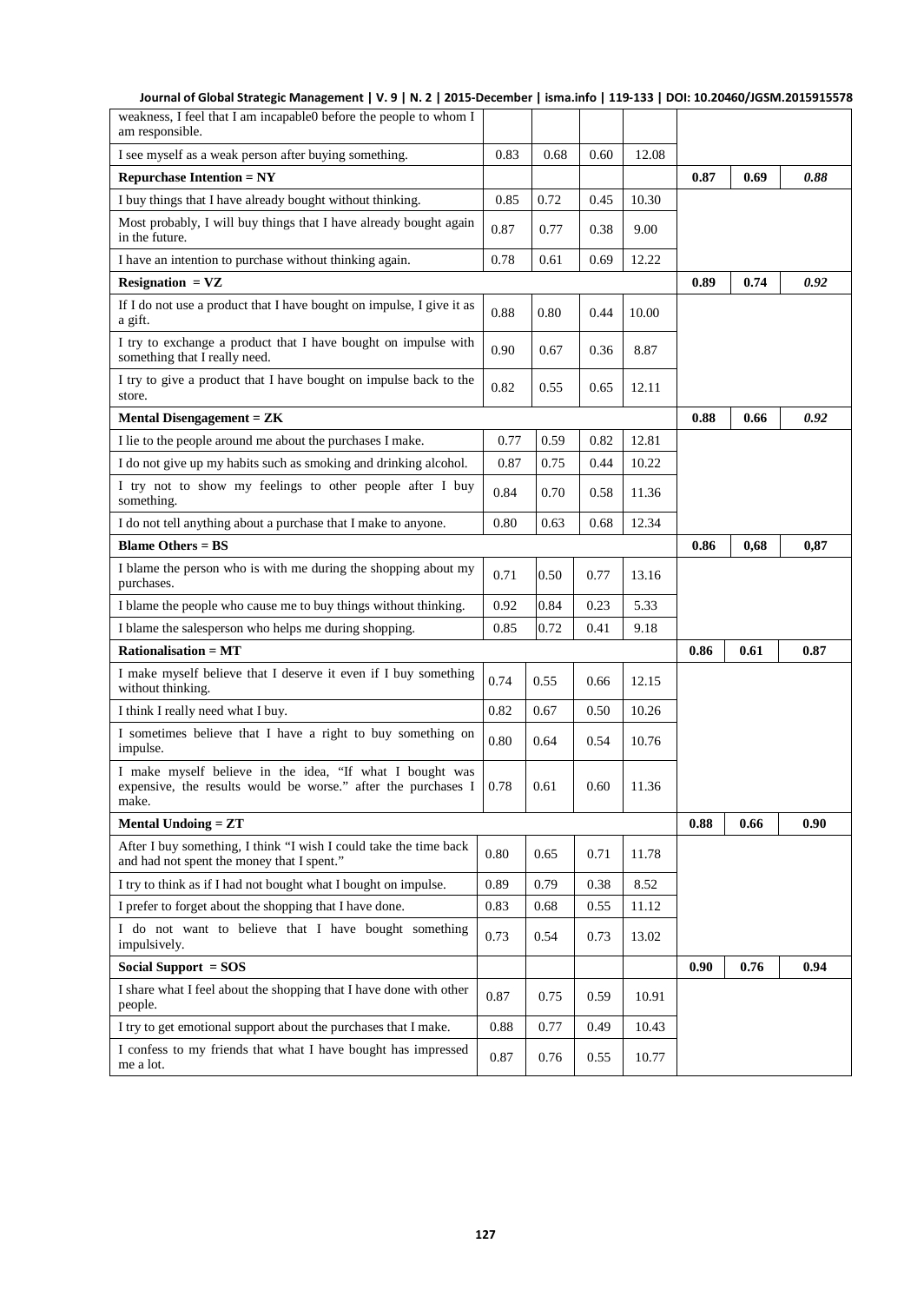| | | | | | | | |
|---|---|---|---|---|---|---|---|
| weakness, I feel that I am incapable0 before the people to whom I am responsible. | | | | | | | |
| I see myself as a weak person after buying something. | 0.83 | 0.68 | 0.60 | 12.08 | | | |
| **Repurchase Intention = NY** | | | | | **0.87** | **0.69** | ***0.88*** |
| I buy things that I have already bought without thinking. | 0.85 | 0.72 | 0.45 | 10.30 | | | |
| Most probably, I will buy things that I have already bought again in the future. | 0.87 | 0.77 | 0.38 | 9.00 | | | |
| I have an intention to purchase without thinking again. | 0.78 | 0.61 | 0.69 | 12.22 | | | |
| **Resignation = VZ** | | | | | **0.89** | **0.74** | ***0.92*** |
| If I do not use a product that I have bought on impulse, I give it as a gift. | 0.88 | 0.80 | 0.44 | 10.00 | | | |
| I try to exchange a product that I have bought on impulse with something that I really need. | 0.90 | 0.67 | 0.36 | 8.87 | | | |
| I try to give a product that I have bought on impulse back to the store. | 0.82 | 0.55 | 0.65 | 12.11 | | | |
| **Mental Disengagement = ZK** | | | | | **0.88** | **0.66** | ***0.92*** |
| I lie to the people around me about the purchases I make. | 0.77 | 0.59 | 0.82 | 12.81 | | | |
| I do not give up my habits such as smoking and drinking alcohol. | 0.87 | 0.75 | 0.44 | 10.22 | | | |
| I try not to show my feelings to other people after I buy something. | 0.84 | 0.70 | 0.58 | 11.36 | | | |
| I do not tell anything about a purchase that I make to anyone. | 0.80 | 0.63 | 0.68 | 12.34 | | | |
| **Blame Others = BS** | | | | | **0.86** | **0,68** | **0,87** |
| I blame the person who is with me during the shopping about my purchases. | 0.71 | 0.50 | 0.77 | 13.16 | | | |
| I blame the people who cause me to buy things without thinking. | 0.92 | 0.84 | 0.23 | 5.33 | | | |
| I blame the salesperson who helps me during shopping. | 0.85 | 0.72 | 0.41 | 9.18 | | | |
| **Rationalisation = MT** | | | | | **0.86** | **0.61** | **0.87** |
| I make myself believe that I deserve it even if I buy something without thinking. | 0.74 | 0.55 | 0.66 | 12.15 | | | |
| I think I really need what I buy. | 0.82 | 0.67 | 0.50 | 10.26 | | | |
| I sometimes believe that I have a right to buy something on impulse. | 0.80 | 0.64 | 0.54 | 10.76 | | | |
| I make myself believe in the idea, "If what I bought was expensive, the results would be worse." after the purchases I make. | 0.78 | 0.61 | 0.60 | 11.36 | | | |
| **Mental Undoing = ZT** | | | | | **0.88** | **0.66** | **0.90** |
| After I buy something, I think "I wish I could take the time back and had not spent the money that I spent." | 0.80 | 0.65 | 0.71 | 11.78 | | | |
| I try to think as if I had not bought what I bought on impulse. | 0.89 | 0.79 | 0.38 | 8.52 | | | |
| I prefer to forget about the shopping that I have done. | 0.83 | 0.68 | 0.55 | 11.12 | | | |
| I do not want to believe that I have bought something impulsively. | 0.73 | 0.54 | 0.73 | 13.02 | | | |
| **Social Support = SOS** | | | | | **0.90** | **0.76** | **0.94** |
| I share what I feel about the shopping that I have done with other people. | 0.87 | 0.75 | 0.59 | 10.91 | | | |
| I try to get emotional support about the purchases that I make. | 0.88 | 0.77 | 0.49 | 10.43 | | | |
| I confess to my friends that what I have bought has impressed me a lot. | 0.87 | 0.76 | 0.55 | 10.77 | | | |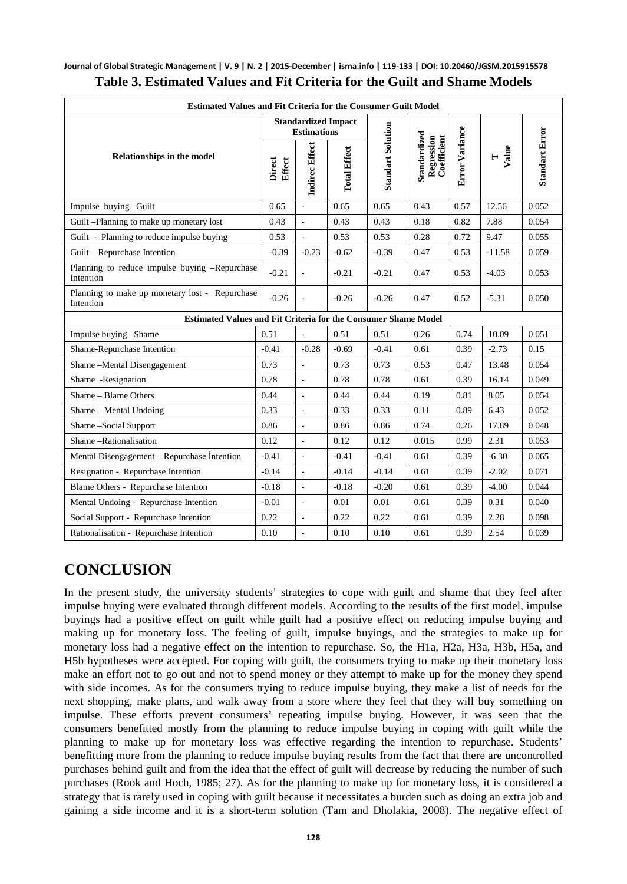**Table 3. Estimated Values and Fit Criteria for the Guilt and Shame Models**

| Relationships in the model | Standardized Impact Estimations | | | Standart Solution | Standardized Regression Coefficient | Error Variance | T Value | Standart Error |
|---|---|---|---|---|---|---|---|---|
| | Direct Effect | Indirec Effect | Total Effect | | | | | |
| **Estimated Values and Fit Criteria for the Consumer Guilt Model** | | | | | | | | |
| Impulse buying –Guilt | 0.65 | - | 0.65 | 0.65 | 0.43 | 0.57 | 12.56 | 0.052 |
| Guilt –Planning to make up monetary lost | 0.43 | - | 0.43 | 0.43 | 0.18 | 0.82 | 7.88 | 0.054 |
| Guilt - Planning to reduce impulse buying | 0.53 | - | 0.53 | 0.53 | 0.28 | 0.72 | 9.47 | 0.055 |
| Guilt – Repurchase Intention | -0.39 | -0.23 | -0.62 | -0.39 | 0.47 | 0.53 | -11.58 | 0.059 |
| Planning to reduce impulse buying –Repurchase Intention | -0.21 | - | -0.21 | -0.21 | 0.47 | 0.53 | -4.03 | 0.053 |
| Planning to make up monetary lost - Repurchase Intention | -0.26 | - | -0.26 | -0.26 | 0.47 | 0.52 | -5.31 | 0.050 |
| **Estimated Values and Fit Criteria for the Consumer Shame Model** | | | | | | | | |
| Impulse buying –Shame | 0.51 | - | 0.51 | 0.51 | 0.26 | 0.74 | 10.09 | 0.051 |
| Shame-Repurchase Intention | -0.41 | -0.28 | -0.69 | -0.41 | 0.61 | 0.39 | -2.73 | 0.15 |
| Shame –Mental Disengagement | 0.73 | - | 0.73 | 0.73 | 0.53 | 0.47 | 13.48 | 0.054 |
| Shame -Resignation | 0.78 | - | 0.78 | 0.78 | 0.61 | 0.39 | 16.14 | 0.049 |
| Shame – Blame Others | 0.44 | - | 0.44 | 0.44 | 0.19 | 0.81 | 8.05 | 0.054 |
| Shame – Mental Undoing | 0.33 | - | 0.33 | 0.33 | 0.11 | 0.89 | 6.43 | 0.052 |
| Shame –Social Support | 0.86 | - | 0.86 | 0.86 | 0.74 | 0.26 | 17.89 | 0.048 |
| Shame –Rationalisation | 0.12 | - | 0.12 | 0.12 | 0.015 | 0.99 | 2.31 | 0.053 |
| Mental Disengagement – Repurchase İntention | -0.41 | - | -0.41 | -0.41 | 0.61 | 0.39 | -6.30 | 0.065 |
| Resignation - Repurchase Intention | -0.14 | - | -0.14 | -0.14 | 0.61 | 0.39 | -2.02 | 0.071 |
| Blame Others - Repurchase Intention | -0.18 | - | -0.18 | -0.20 | 0.61 | 0.39 | -4.00 | 0.044 |
| Mental Undoing - Repurchase Intention | -0.01 | - | 0.01 | 0.01 | 0.61 | 0.39 | 0.31 | 0.040 |
| Social Support - Repurchase Intention | 0.22 | - | 0.22 | 0.22 | 0.61 | 0.39 | 2.28 | 0.098 |
| Rationalisation - Repurchase Intention | 0.10 | - | 0.10 | 0.10 | 0.61 | 0.39 | 2.54 | 0.039 |

# CONCLUSION

In the present study, the university students' strategies to cope with guilt and shame that they feel after impulse buying were evaluated through different models. According to the results of the first model, impulse buyings had a positive effect on guilt while guilt had a positive effect on reducing impulse buying and making up for monetary loss. The feeling of guilt, impulse buyings, and the strategies to make up for monetary loss had a negative effect on the intention to repurchase. So, the H1a, H2a, H3a, H3b, H5a, and H5b hypotheses were accepted. For coping with guilt, the consumers trying to make up their monetary loss make an effort not to go out and not to spend money or they attempt to make up for the money they spend with side incomes. As for the consumers trying to reduce impulse buying, they make a list of needs for the next shopping, make plans, and walk away from a store where they feel that they will buy something on impulse. These efforts prevent consumers' repeating impulse buying. However, it was seen that the consumers benefitted mostly from the planning to reduce impulse buying in coping with guilt while the planning to make up for monetary loss was effective regarding the intention to repurchase. Students' benefitting more from the planning to reduce impulse buying results from the fact that there are uncontrolled purchases behind guilt and from the idea that the effect of guilt will decrease by reducing the number of such purchases (Rook and Hoch, 1985; 27). As for the planning to make up for monetary loss, it is considered a strategy that is rarely used in coping with guilt because it necessitates a burden such as doing an extra job and gaining a side income and it is a short-term solution (Tam and Dholakia, 2008). The negative effect of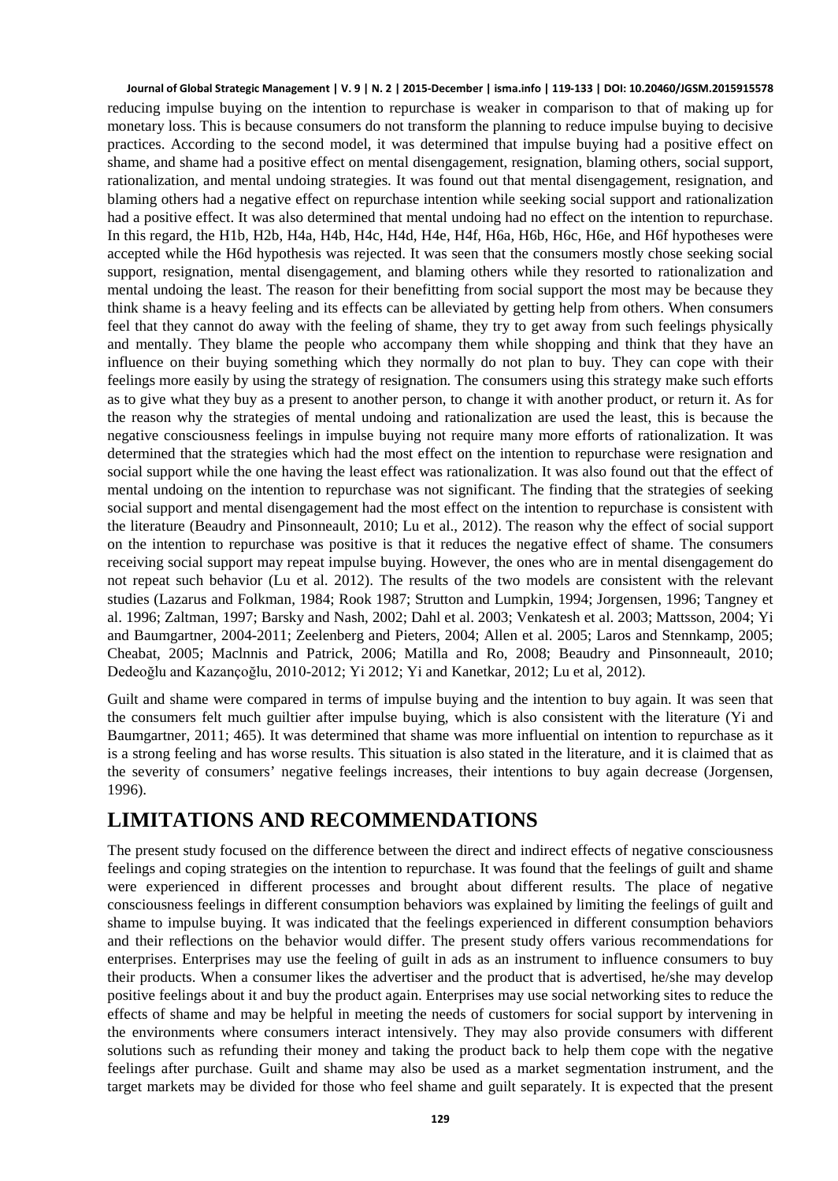reducing impulse buying on the intention to repurchase is weaker in comparison to that of making up for monetary loss. This is because consumers do not transform the planning to reduce impulse buying to decisive practices. According to the second model, it was determined that impulse buying had a positive effect on shame, and shame had a positive effect on mental disengagement, resignation, blaming others, social support, rationalization, and mental undoing strategies. It was found out that mental disengagement, resignation, and blaming others had a negative effect on repurchase intention while seeking social support and rationalization had a positive effect. It was also determined that mental undoing had no effect on the intention to repurchase. In this regard, the H1b, H2b, H4a, H4b, H4c, H4d, H4e, H4f, H6a, H6b, H6c, H6e, and H6f hypotheses were accepted while the H6d hypothesis was rejected. It was seen that the consumers mostly chose seeking social support, resignation, mental disengagement, and blaming others while they resorted to rationalization and mental undoing the least. The reason for their benefitting from social support the most may be because they think shame is a heavy feeling and its effects can be alleviated by getting help from others. When consumers feel that they cannot do away with the feeling of shame, they try to get away from such feelings physically and mentally. They blame the people who accompany them while shopping and think that they have an influence on their buying something which they normally do not plan to buy. They can cope with their feelings more easily by using the strategy of resignation. The consumers using this strategy make such efforts as to give what they buy as a present to another person, to change it with another product, or return it. As for the reason why the strategies of mental undoing and rationalization are used the least, this is because the negative consciousness feelings in impulse buying not require many more efforts of rationalization. It was determined that the strategies which had the most effect on the intention to repurchase were resignation and social support while the one having the least effect was rationalization. It was also found out that the effect of mental undoing on the intention to repurchase was not significant. The finding that the strategies of seeking social support and mental disengagement had the most effect on the intention to repurchase is consistent with the literature (Beaudry and Pinsonneault, 2010; Lu et al., 2012). The reason why the effect of social support on the intention to repurchase was positive is that it reduces the negative effect of shame. The consumers receiving social support may repeat impulse buying. However, the ones who are in mental disengagement do not repeat such behavior (Lu et al. 2012). The results of the two models are consistent with the relevant studies (Lazarus and Folkman, 1984; Rook 1987; Strutton and Lumpkin, 1994; Jorgensen, 1996; Tangney et al. 1996; Zaltman, 1997; Barsky and Nash, 2002; Dahl et al. 2003; Venkatesh et al. 2003; Mattsson, 2004; Yi and Baumgartner, 2004-2011; Zeelenberg and Pieters, 2004; Allen et al. 2005; Laros and Stennkamp, 2005; Cheabat, 2005; Maclnnis and Patrick, 2006; Matilla and Ro, 2008; Beaudry and Pinsonneault, 2010; Dedeoğlu and Kazançoğlu, 2010-2012; Yi 2012; Yi and Kanetkar, 2012; Lu et al, 2012).

Guilt and shame were compared in terms of impulse buying and the intention to buy again. It was seen that the consumers felt much guiltier after impulse buying, which is also consistent with the literature (Yi and Baumgartner, 2011; 465). It was determined that shame was more influential on intention to repurchase as it is a strong feeling and has worse results. This situation is also stated in the literature, and it is claimed that as the severity of consumers' negative feelings increases, their intentions to buy again decrease (Jorgensen, 1996).

## LIMITATIONS AND RECOMMENDATIONS

The present study focused on the difference between the direct and indirect effects of negative consciousness feelings and coping strategies on the intention to repurchase. It was found that the feelings of guilt and shame were experienced in different processes and brought about different results. The place of negative consciousness feelings in different consumption behaviors was explained by limiting the feelings of guilt and shame to impulse buying. It was indicated that the feelings experienced in different consumption behaviors and their reflections on the behavior would differ. The present study offers various recommendations for enterprises. Enterprises may use the feeling of guilt in ads as an instrument to influence consumers to buy their products. When a consumer likes the advertiser and the product that is advertised, he/she may develop positive feelings about it and buy the product again. Enterprises may use social networking sites to reduce the effects of shame and may be helpful in meeting the needs of customers for social support by intervening in the environments where consumers interact intensively. They may also provide consumers with different solutions such as refunding their money and taking the product back to help them cope with the negative feelings after purchase. Guilt and shame may also be used as a market segmentation instrument, and the target markets may be divided for those who feel shame and guilt separately. It is expected that the present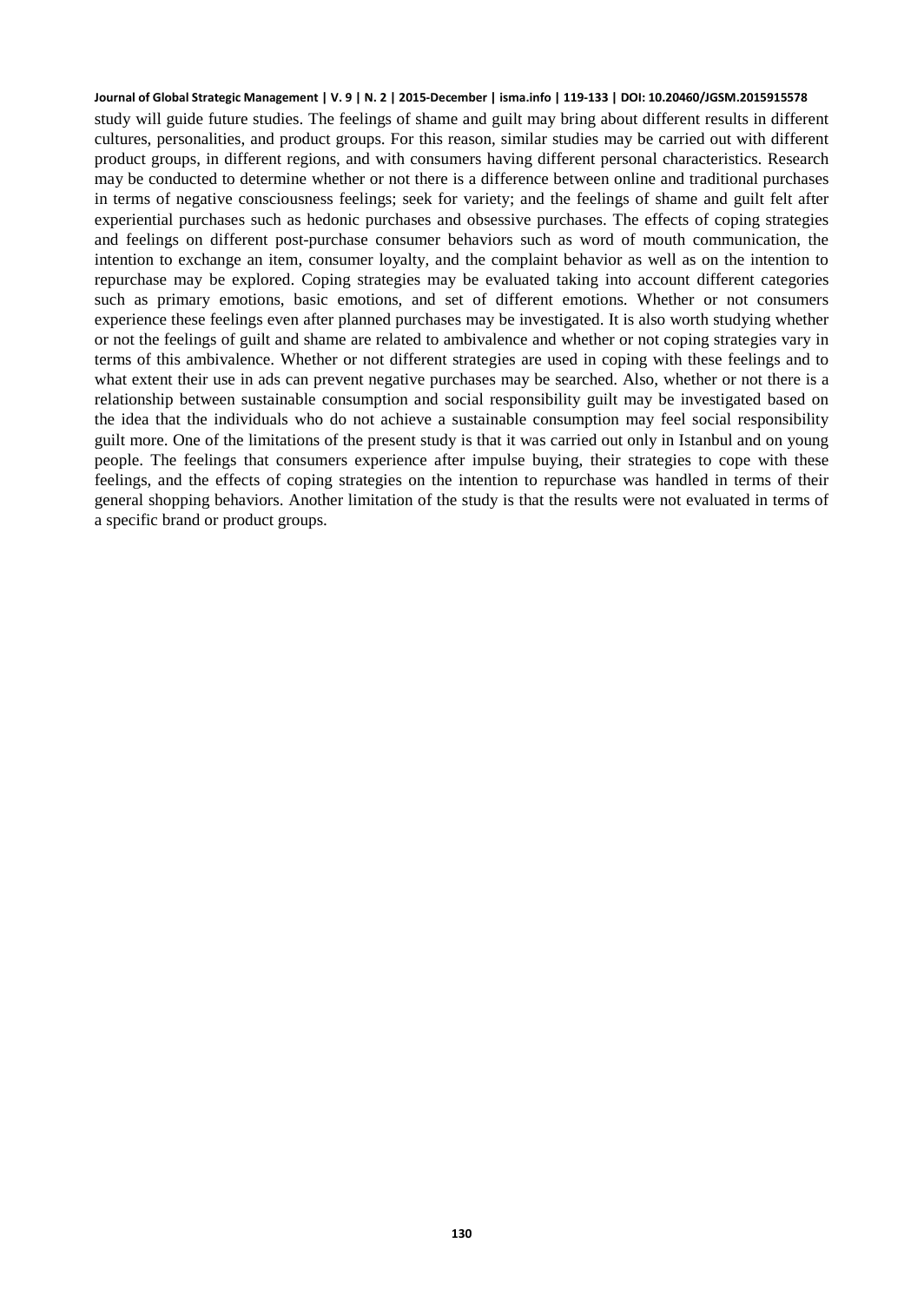study will guide future studies. The feelings of shame and guilt may bring about different results in different cultures, personalities, and product groups. For this reason, similar studies may be carried out with different product groups, in different regions, and with consumers having different personal characteristics. Research may be conducted to determine whether or not there is a difference between online and traditional purchases in terms of negative consciousness feelings; seek for variety; and the feelings of shame and guilt felt after experiential purchases such as hedonic purchases and obsessive purchases. The effects of coping strategies and feelings on different post-purchase consumer behaviors such as word of mouth communication, the intention to exchange an item, consumer loyalty, and the complaint behavior as well as on the intention to repurchase may be explored. Coping strategies may be evaluated taking into account different categories such as primary emotions, basic emotions, and set of different emotions. Whether or not consumers experience these feelings even after planned purchases may be investigated. It is also worth studying whether or not the feelings of guilt and shame are related to ambivalence and whether or not coping strategies vary in terms of this ambivalence. Whether or not different strategies are used in coping with these feelings and to what extent their use in ads can prevent negative purchases may be searched. Also, whether or not there is a relationship between sustainable consumption and social responsibility guilt may be investigated based on the idea that the individuals who do not achieve a sustainable consumption may feel social responsibility guilt more. One of the limitations of the present study is that it was carried out only in Istanbul and on young people. The feelings that consumers experience after impulse buying, their strategies to cope with these feelings, and the effects of coping strategies on the intention to repurchase was handled in terms of their general shopping behaviors. Another limitation of the study is that the results were not evaluated in terms of a specific brand or product groups.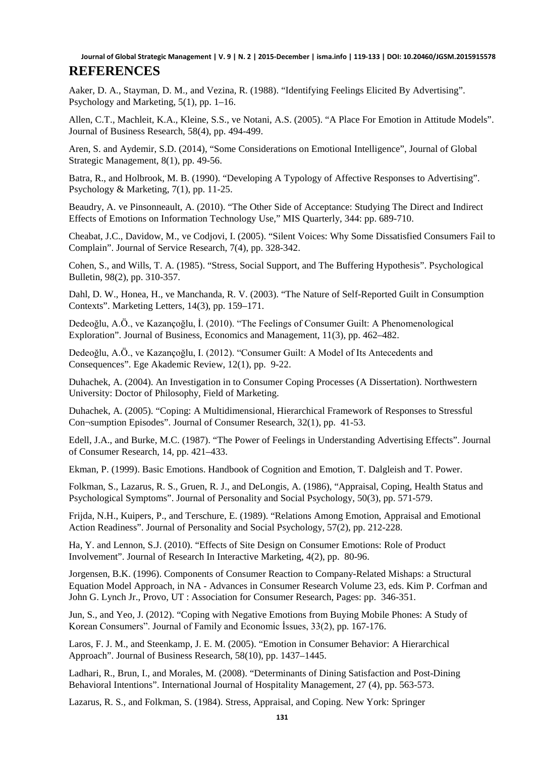# REFERENCES

Aaker, D. A., Stayman, D. M., and Vezina, R. (1988). “Identifying Feelings Elicited By Advertising”. Psychology and Marketing, 5(1), pp. 1–16.

Allen, C.T., Machleit, K.A., Kleine, S.S., ve Notani, A.S. (2005). “A Place For Emotion in Attitude Models”. Journal of Business Research, 58(4), pp. 494-499.

Aren, S. and Aydemir, S.D. (2014), “Some Considerations on Emotional Intelligence”, Journal of Global Strategic Management, 8(1), pp. 49-56.

Batra, R., and Holbrook, M. B. (1990). “Developing A Typology of Affective Responses to Advertising”. Psychology & Marketing, 7(1), pp. 11-25.

Beaudry, A. ve Pinsonneault, A. (2010). “The Other Side of Acceptance: Studying The Direct and Indirect Effects of Emotions on Information Technology Use,” MIS Quarterly, 344: pp. 689-710.

Cheabat, J.C., Davidow, M., ve Codjovi, I. (2005). “Silent Voices: Why Some Dissatisfied Consumers Fail to Complain”. Journal of Service Research, 7(4), pp. 328-342.

Cohen, S., and Wills, T. A. (1985). “Stress, Social Support, and The Buffering Hypothesis”. Psychological Bulletin, 98(2), pp. 310-357.

Dahl, D. W., Honea, H., ve Manchanda, R. V. (2003). “The Nature of Self-Reported Guilt in Consumption Contexts”. Marketing Letters, 14(3), pp. 159–171.

Dedeoğlu, A.Ö., ve Kazançoğlu, İ. (2010). “The Feelings of Consumer Guilt: A Phenomenological Exploration”. Journal of Business, Economics and Management, 11(3), pp. 462–482.

Dedeoğlu, A.Ö., ve Kazançoğlu, I. (2012). “Consumer Guilt: A Model of Its Antecedents and Consequences”. Ege Akademic Review, 12(1), pp. 9-22.

Duhachek, A. (2004). An Investigation in to Consumer Coping Processes (A Dissertation). Northwestern University: Doctor of Philosophy, Field of Marketing.

Duhachek, A. (2005). “Coping: A Multidimensional, Hierarchical Framework of Responses to Stressful Con¬sumption Episodes”. Journal of Consumer Research, 32(1), pp. 41-53.

Edell, J.A., and Burke, M.C. (1987). “The Power of Feelings in Understanding Advertising Effects”. Journal of Consumer Research, 14, pp. 421–433.

Ekman, P. (1999). Basic Emotions. Handbook of Cognition and Emotion, T. Dalgleish and T. Power.

Folkman, S., Lazarus, R. S., Gruen, R. J., and DeLongis, A. (1986), “Appraisal, Coping, Health Status and Psychological Symptoms”. Journal of Personality and Social Psychology, 50(3), pp. 571-579.

Frijda, N.H., Kuipers, P., and Terschure, E. (1989). “Relations Among Emotion, Appraisal and Emotional Action Readiness”. Journal of Personality and Social Psychology, 57(2), pp. 212-228.

Ha, Y. and Lennon, S.J. (2010). “Effects of Site Design on Consumer Emotions: Role of Product Involvement”. Journal of Research In Interactive Marketing, 4(2), pp. 80-96.

Jorgensen, B.K. (1996). Components of Consumer Reaction to Company-Related Mishaps: a Structural Equation Model Approach, in NA - Advances in Consumer Research Volume 23, eds. Kim P. Corfman and John G. Lynch Jr., Provo, UT : Association for Consumer Research, Pages: pp. 346-351.

Jun, S., and Yeo, J. (2012). “Coping with Negative Emotions from Buying Mobile Phones: A Study of Korean Consumers”. Journal of Family and Economic İssues, 33(2), pp. 167-176.

Laros, F. J. M., and Steenkamp, J. E. M. (2005). “Emotion in Consumer Behavior: A Hierarchical Approach”. Journal of Business Research, 58(10), pp. 1437–1445.

Ladhari, R., Brun, I., and Morales, M. (2008). “Determinants of Dining Satisfaction and Post-Dining Behavioral Intentions”. International Journal of Hospitality Management, 27 (4), pp. 563-573.

Lazarus, R. S., and Folkman, S. (1984). Stress, Appraisal, and Coping. New York: Springer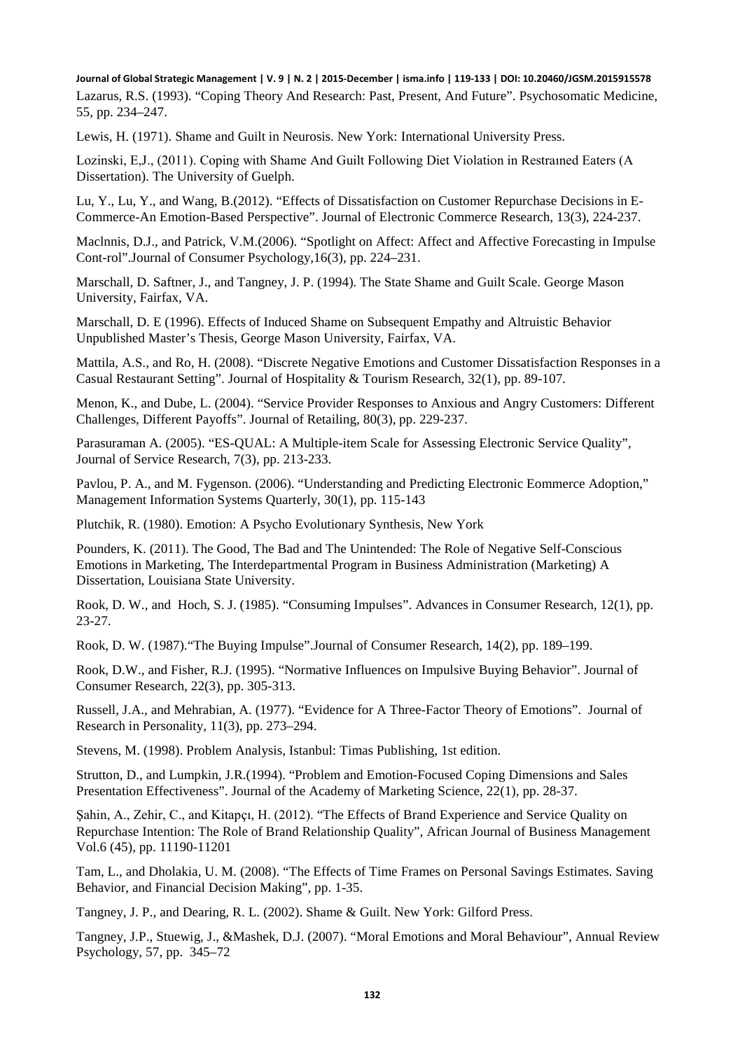Lazarus, R.S. (1993). “Coping Theory And Research: Past, Present, And Future”. Psychosomatic Medicine, 55, pp. 234–247.

Lewis, H. (1971). Shame and Guilt in Neurosis. New York: International University Press.

Lozinski, E,J., (2011). Coping with Shame And Guilt Following Diet Violation in Restraıned Eaters (A Dissertation). The University of Guelph.

Lu, Y., Lu, Y., and Wang, B.(2012). “Effects of Dissatisfaction on Customer Repurchase Decisions in E-Commerce-An Emotion-Based Perspective”. Journal of Electronic Commerce Research, 13(3), 224-237.

Maclnnis, D.J., and Patrick, V.M.(2006). “Spotlight on Affect: Affect and Affective Forecasting in Impulse Cont-rol”.Journal of Consumer Psychology,16(3), pp. 224–231.

Marschall, D. Saftner, J., and Tangney, J. P. (1994). The State Shame and Guilt Scale. George Mason University, Fairfax, VA.

Marschall, D. E (1996). Effects of Induced Shame on Subsequent Empathy and Altruistic Behavior Unpublished Master’s Thesis, George Mason University, Fairfax, VA.

Mattila, A.S., and Ro, H. (2008). “Discrete Negative Emotions and Customer Dissatisfaction Responses in a Casual Restaurant Setting”. Journal of Hospitality & Tourism Research, 32(1), pp. 89-107.

Menon, K., and Dube, L. (2004). “Service Provider Responses to Anxious and Angry Customers: Different Challenges, Different Payoffs”. Journal of Retailing, 80(3), pp. 229-237.

Parasuraman A. (2005). “ES-QUAL: A Multiple-item Scale for Assessing Electronic Service Quality”, Journal of Service Research, 7(3), pp. 213-233.

Pavlou, P. A., and M. Fygenson. (2006). “Understanding and Predicting Electronic Eommerce Adoption,” Management Information Systems Quarterly, 30(1), pp. 115-143

Plutchik, R. (1980). Emotion: A Psycho Evolutionary Synthesis, New York

Pounders, K. (2011). The Good, The Bad and The Unintended: The Role of Negative Self-Conscious Emotions in Marketing, The Interdepartmental Program in Business Administration (Marketing) A Dissertation, Louisiana State University.

Rook, D. W., and Hoch, S. J. (1985). “Consuming Impulses”. Advances in Consumer Research, 12(1), pp. 23-27.

Rook, D. W. (1987).“The Buying Impulse”.Journal of Consumer Research, 14(2), pp. 189–199.

Rook, D.W., and Fisher, R.J. (1995). “Normative Influences on Impulsive Buying Behavior”. Journal of Consumer Research, 22(3), pp. 305-313.

Russell, J.A., and Mehrabian, A. (1977). “Evidence for A Three-Factor Theory of Emotions”. Journal of Research in Personality, 11(3), pp. 273–294.

Stevens, M. (1998). Problem Analysis, Istanbul: Timas Publishing, 1st edition.

Strutton, D., and Lumpkin, J.R.(1994). “Problem and Emotion-Focused Coping Dimensions and Sales Presentation Effectiveness”. Journal of the Academy of Marketing Science, 22(1), pp. 28-37.

Şahin, A., Zehir, C., and Kitapçı, H. (2012). “The Effects of Brand Experience and Service Quality on Repurchase Intention: The Role of Brand Relationship Quality”, African Journal of Business Management Vol.6 (45), pp. 11190-11201

Tam, L., and Dholakia, U. M. (2008). “The Effects of Time Frames on Personal Savings Estimates. Saving Behavior, and Financial Decision Making”, pp. 1-35.

Tangney, J. P., and Dearing, R. L. (2002). Shame & Guilt. New York: Gilford Press.

Tangney, J.P., Stuewig, J., &Mashek, D.J. (2007). “Moral Emotions and Moral Behaviour”, Annual Review Psychology, 57, pp. 345–72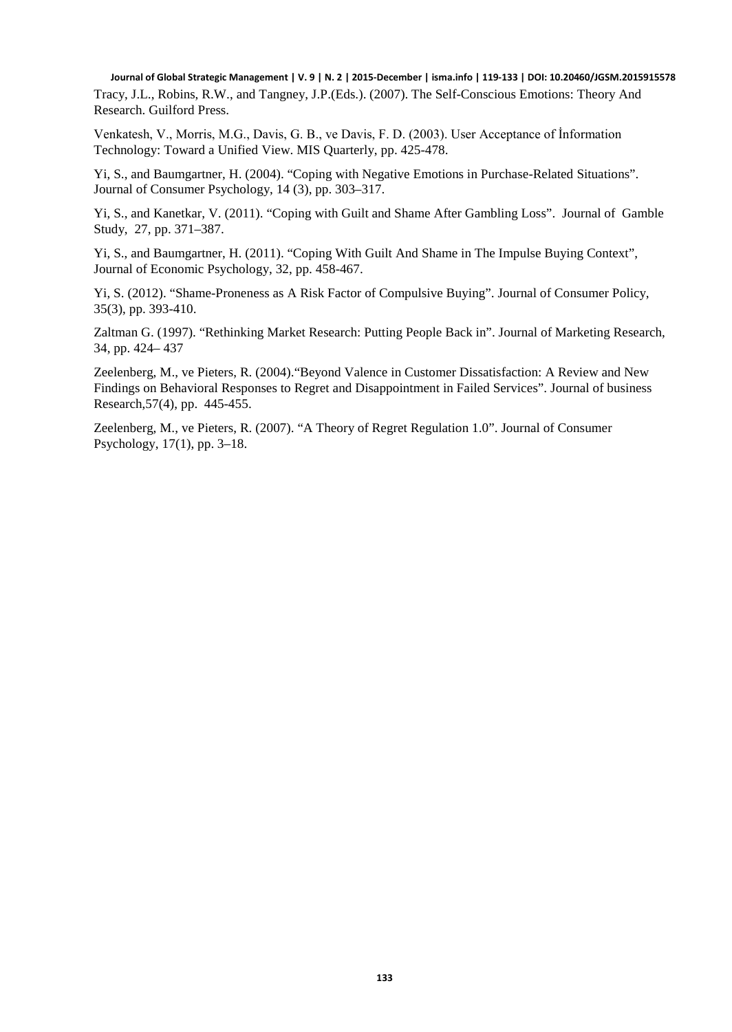Tracy, J.L., Robins, R.W., and Tangney, J.P.(Eds.). (2007). The Self-Conscious Emotions: Theory And Research. Guilford Press.

Venkatesh, V., Morris, M.G., Davis, G. B., ve Davis, F. D. (2003). User Acceptance of İnformation Technology: Toward a Unified View. MIS Quarterly, pp. 425-478.

Yi, S., and Baumgartner, H. (2004). "Coping with Negative Emotions in Purchase-Related Situations". Journal of Consumer Psychology, 14 (3), pp. 303–317.

Yi, S., and Kanetkar, V. (2011). "Coping with Guilt and Shame After Gambling Loss". Journal of Gamble Study, 27, pp. 371–387.

Yi, S., and Baumgartner, H. (2011). "Coping With Guilt And Shame in The Impulse Buying Context", Journal of Economic Psychology, 32, pp. 458-467.

Yi, S. (2012). "Shame-Proneness as A Risk Factor of Compulsive Buying". Journal of Consumer Policy, 35(3), pp. 393-410.

Zaltman G. (1997). "Rethinking Market Research: Putting People Back in". Journal of Marketing Research, 34, pp. 424– 437

Zeelenberg, M., ve Pieters, R. (2004)."Beyond Valence in Customer Dissatisfaction: A Review and New Findings on Behavioral Responses to Regret and Disappointment in Failed Services". Journal of business Research,57(4), pp. 445-455.

Zeelenberg, M., ve Pieters, R. (2007). "A Theory of Regret Regulation 1.0". Journal of Consumer Psychology, 17(1), pp. 3–18.